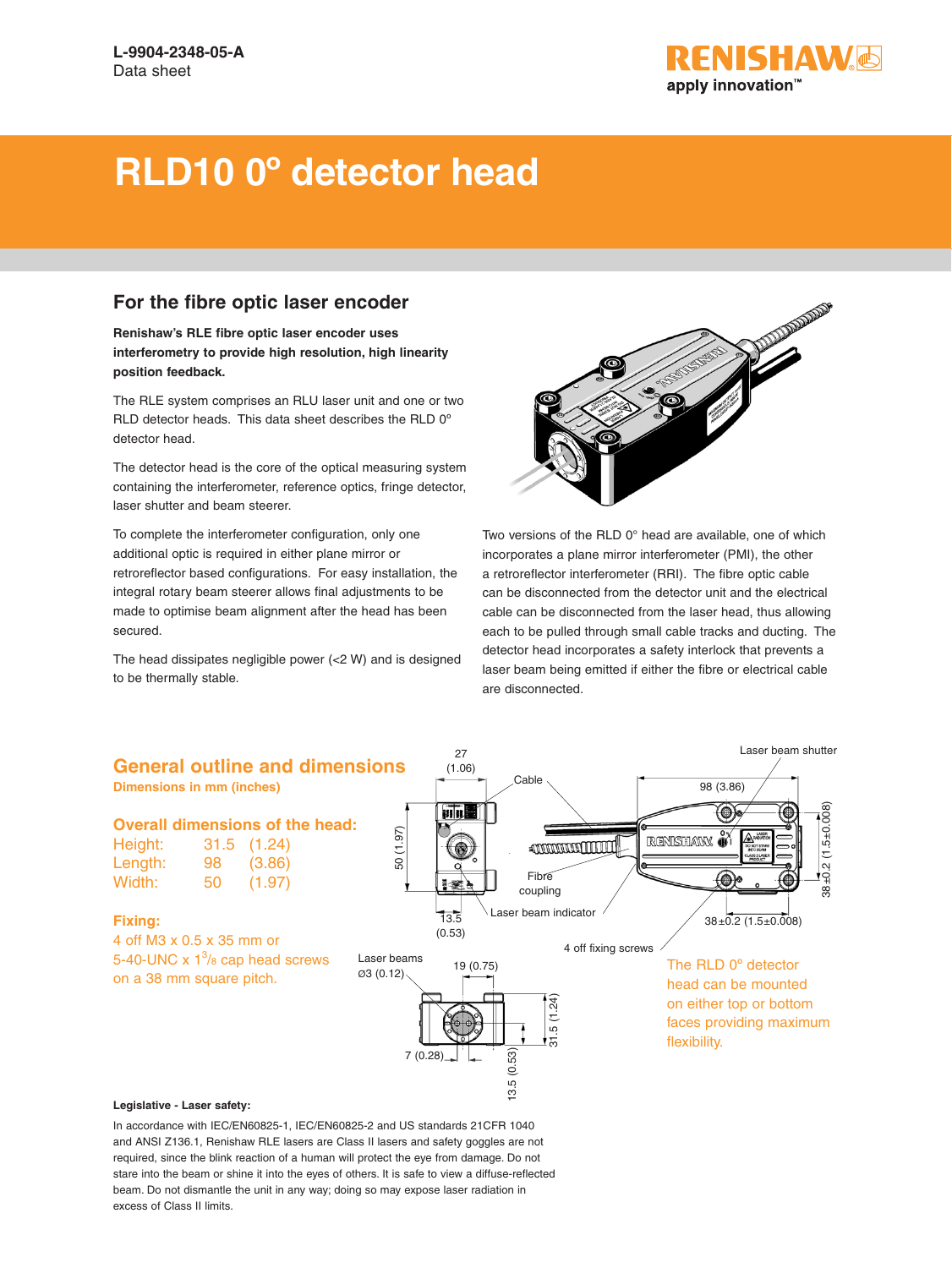L-9904-2348-05-A
Data sheet

# RLD10 0° detector head

## For the fibre optic laser encoder

**Renishaw's RLE fibre optic laser encoder uses interferometry to provide high resolution, high linearity position feedback.**

The RLE system comprises an RLU laser unit and one or two RLD detector heads. This data sheet describes the RLD 0° detector head.

The detector head is the core of the optical measuring system containing the interferometer, reference optics, fringe detector, laser shutter and beam steerer.

To complete the interferometer configuration, only one additional optic is required in either plane mirror or retroreflector based configurations. For easy installation, the integral rotary beam steerer allows final adjustments to be made to optimise beam alignment after the head has been secured.

The head dissipates negligible power (<2 W) and is designed to be thermally stable.

Two versions of the RLD 0° head are available, one of which incorporates a plane mirror interferometer (PMI), the other a retroreflector interferometer (RRI). The fibre optic cable can be disconnected from the detector unit and the electrical cable can be disconnected from the laser head, thus allowing each to be pulled through small cable tracks and ducting. The detector head incorporates a safety interlock that prevents a laser beam being emitted if either the fibre or electrical cable are disconnected.

## General outline and dimensions

**Dimensions in mm (inches)**

### Overall dimensions of the head:

| | | |
|---|---|---|
| Height: | 31.5 | (1.24) |
| Length: | 98 | (3.86) |
| Width: | 50 | (1.97) |

### Fixing:

4 off M3 x 0.5 x 35 mm or 5-40-UNC x 1 3/8 cap head screws on a 38 mm square pitch.

27 (1.06)
Cable
50 (1.97)
Fibre coupling
13.5 (0.53)
Laser beam indicator
Laser beam shutter
98 (3.86)
38±0.2 (1.5±0.008)
38±0.2 (1.5±0.008)
4 off fixing screws
Laser beams Ø3 (0.12)
19 (0.75)
31.5 (1.24)
7 (0.28)
13.5 (0.53)

The RLD 0° detector head can be mounted on either top or bottom faces providing maximum flexibility.

**Legislative - Laser safety:**

In accordance with IEC/EN60825-1, IEC/EN60825-2 and US standards 21CFR 1040 and ANSI Z136.1, Renishaw RLE lasers are Class II lasers and safety goggles are not required, since the blink reaction of a human will protect the eye from damage. Do not stare into the beam or shine it into the eyes of others. It is safe to view a diffuse-reflected beam. Do not dismantle the unit in any way; doing so may expose laser radiation in excess of Class II limits.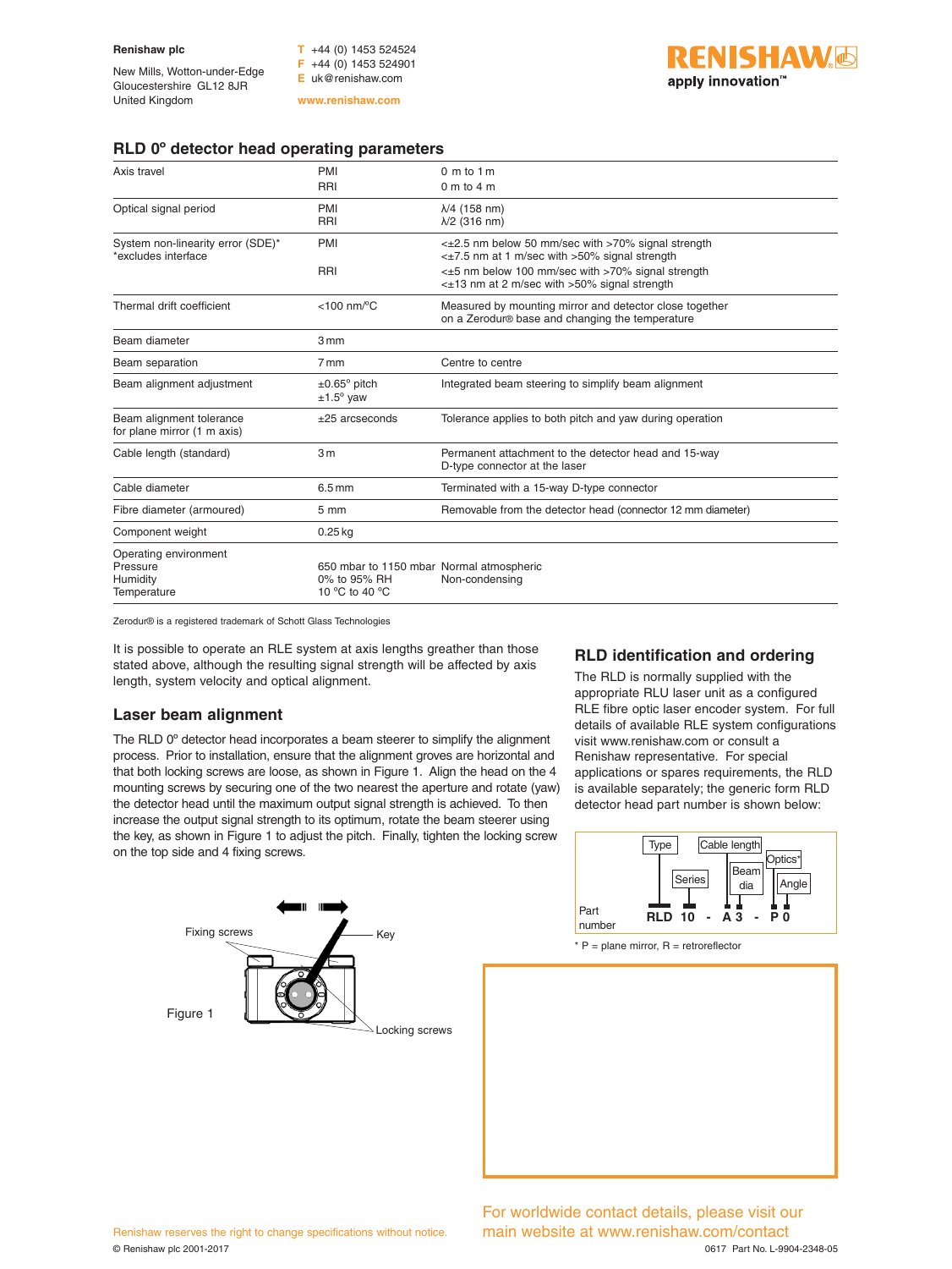Renishaw plc

New Mills, Wotton-under-Edge
Gloucestershire GL12 8JR
United Kingdom

T +44 (0) 1453 524524
F +44 (0) 1453 524901
E uk@renishaw.com

www.renishaw.com

RENISHAW apply innovation™

## RLD 0º detector head operating parameters

| | | |
|---|---|---|
| Axis travel | PMI<br>RRI | 0 m to 1 m<br>0 m to 4 m |
| Optical signal period | PMI<br>RRI | λ/4 (158 nm)<br>λ/2 (316 nm) |
| System non-linearity error (SDE)*<br>*excludes interface | PMI<br><br>RRI | <±2.5 nm below 50 mm/sec with >70% signal strength<br><±7.5 nm at 1 m/sec with >50% signal strength<br><±5 nm below 100 mm/sec with >70% signal strength<br><±13 nm at 2 m/sec with >50% signal strength |
| Thermal drift coefficient | <100 nm/ºC | Measured by mounting mirror and detector close together on a Zerodur® base and changing the temperature |
| Beam diameter | 3 mm | |
| Beam separation | 7 mm | Centre to centre |
| Beam alignment adjustment | ±0.65º pitch<br>±1.5º yaw | Integrated beam steering to simplify beam alignment |
| Beam alignment tolerance for plane mirror (1 m axis) | ±25 arcseconds | Tolerance applies to both pitch and yaw during operation |
| Cable length (standard) | 3 m | Permanent attachment to the detector head and 15-way D-type connector at the laser |
| Cable diameter | 6.5 mm | Terminated with a 15-way D-type connector |
| Fibre diameter (armoured) | 5 mm | Removable from the detector head (connector 12 mm diameter) |
| Component weight | 0.25 kg | |
| Operating environment<br>Pressure<br>Humidity<br>Temperature | <br>650 mbar to 1150 mbar<br>0% to 95% RH<br>10 ºC to 40 ºC | <br>Normal atmospheric<br>Non-condensing<br> |

Zerodur® is a registered trademark of Schott Glass Technologies

It is possible to operate an RLE system at axis lengths greather than those stated above, although the resulting signal strength will be affected by axis length, system velocity and optical alignment.

## Laser beam alignment

The RLD 0º detector head incorporates a beam steerer to simplify the alignment process. Prior to installation, ensure that the alignment groves are horizontal and that both locking screws are loose, as shown in Figure 1. Align the head on the 4 mounting screws by securing one of the two nearest the aperture and rotate (yaw) the detector head until the maximum output signal strength is achieved. To then increase the output signal strength to its optimum, rotate the beam steerer using the key, as shown in Figure 1 to adjust the pitch. Finally, tighten the locking screw on the top side and 4 fixing screws.

Fixing screws
Key
Locking screws

Figure 1

## RLD identification and ordering

The RLD is normally supplied with the appropriate RLU laser unit as a configured RLE fibre optic laser encoder system. For full details of available RLE system configurations visit www.renishaw.com or consult a Renishaw representative. For special applications or spares requirements, the RLD is available separately; the generic form RLD detector head part number is shown below:

Type
Cable length
Optics*
Beam dia
Series
Angle
Part number RLD 10 - A 3 - P 0

\* P = plane mirror, R = retroreflector

Renishaw reserves the right to change specifications without notice.

For worldwide contact details, please visit our main website at www.renishaw.com/contact

© Renishaw plc 2001-2017

0617 Part No. L-9904-2348-05